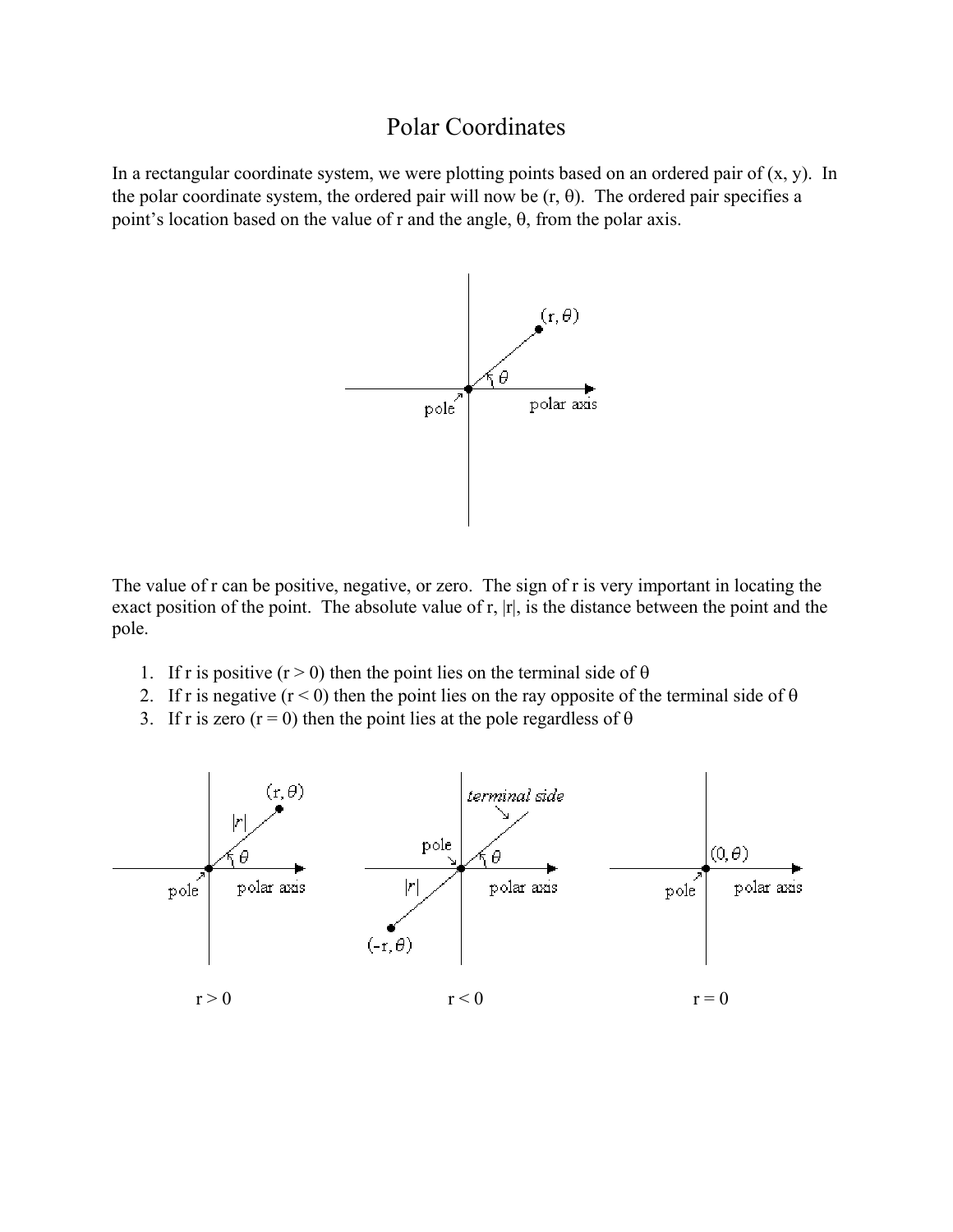# Polar Coordinates

In a rectangular coordinate system, we were plotting points based on an ordered pair of $(x, y)$. In the polar coordinate system, the ordered pair will now be $(r, \theta)$. The ordered pair specifies a point's location based on the value of r and the angle, $\theta$, from the polar axis.

The value of r can be positive, negative, or zero. The sign of r is very important in locating the exact position of the point. The absolute value of r, $|r|$, is the distance between the point and the pole.

1. If r is positive $(r > 0)$ then the point lies on the terminal side of $\theta$
2. If r is negative $(r < 0)$ then the point lies on the ray opposite of the terminal side of $\theta$
3. If r is zero $(r = 0)$ then the point lies at the pole regardless of $\theta$

$r > 0$ $\qquad$ $r < 0$ $\qquad$ $r = 0$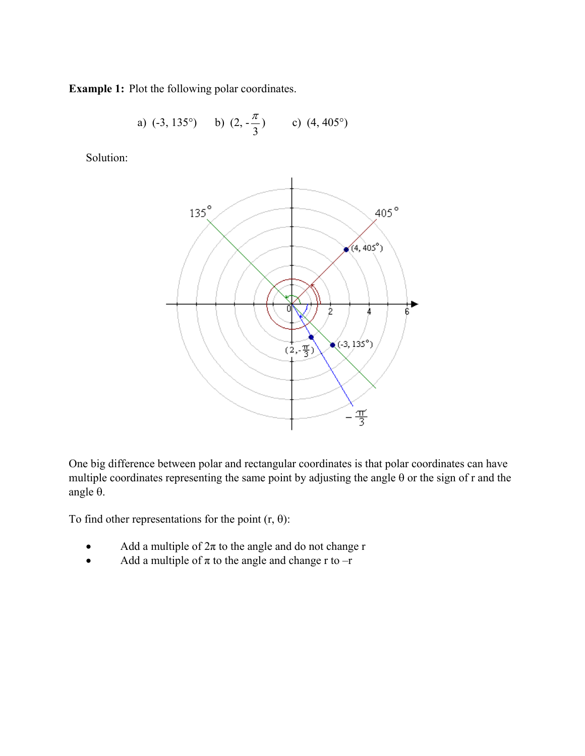**Example 1:** Plot the following polar coordinates.

a) (-3, 135°)  b) $(2, -\frac{\pi}{3})$  c) (4, 405°)

Solution:

One big difference between polar and rectangular coordinates is that polar coordinates can have multiple coordinates representing the same point by adjusting the angle θ or the sign of r and the angle θ.

To find other representations for the point (r, θ):

- Add a multiple of 2π to the angle and do not change r
- Add a multiple of π to the angle and change r to –r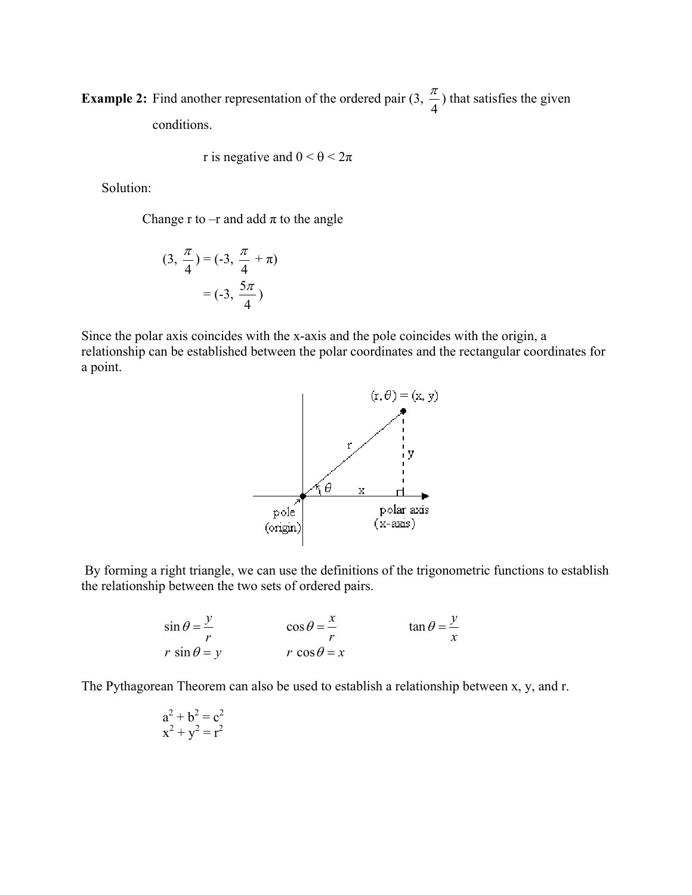**Example 2:** Find another representation of the ordered pair $(3, \frac{\pi}{4})$ that satisfies the given conditions.

r is negative and $0 < \theta < 2\pi$

Solution:

Change r to –r and add π to the angle

$$(3, \frac{\pi}{4}) = (-3, \frac{\pi}{4} + \pi)$$
$$= (-3, \frac{5\pi}{4})$$

Since the polar axis coincides with the x-axis and the pole coincides with the origin, a relationship can be established between the polar coordinates and the rectangular coordinates for a point.

By forming a right triangle, we can use the definitions of the trigonometric functions to establish the relationship between the two sets of ordered pairs.

$$\sin\theta = \frac{y}{r} \qquad \cos\theta = \frac{x}{r} \qquad \tan\theta = \frac{y}{x}$$
$$r\sin\theta = y \qquad r\cos\theta = x$$

The Pythagorean Theorem can also be used to establish a relationship between x, y, and r.

$$a^2 + b^2 = c^2$$
$$x^2 + y^2 = r^2$$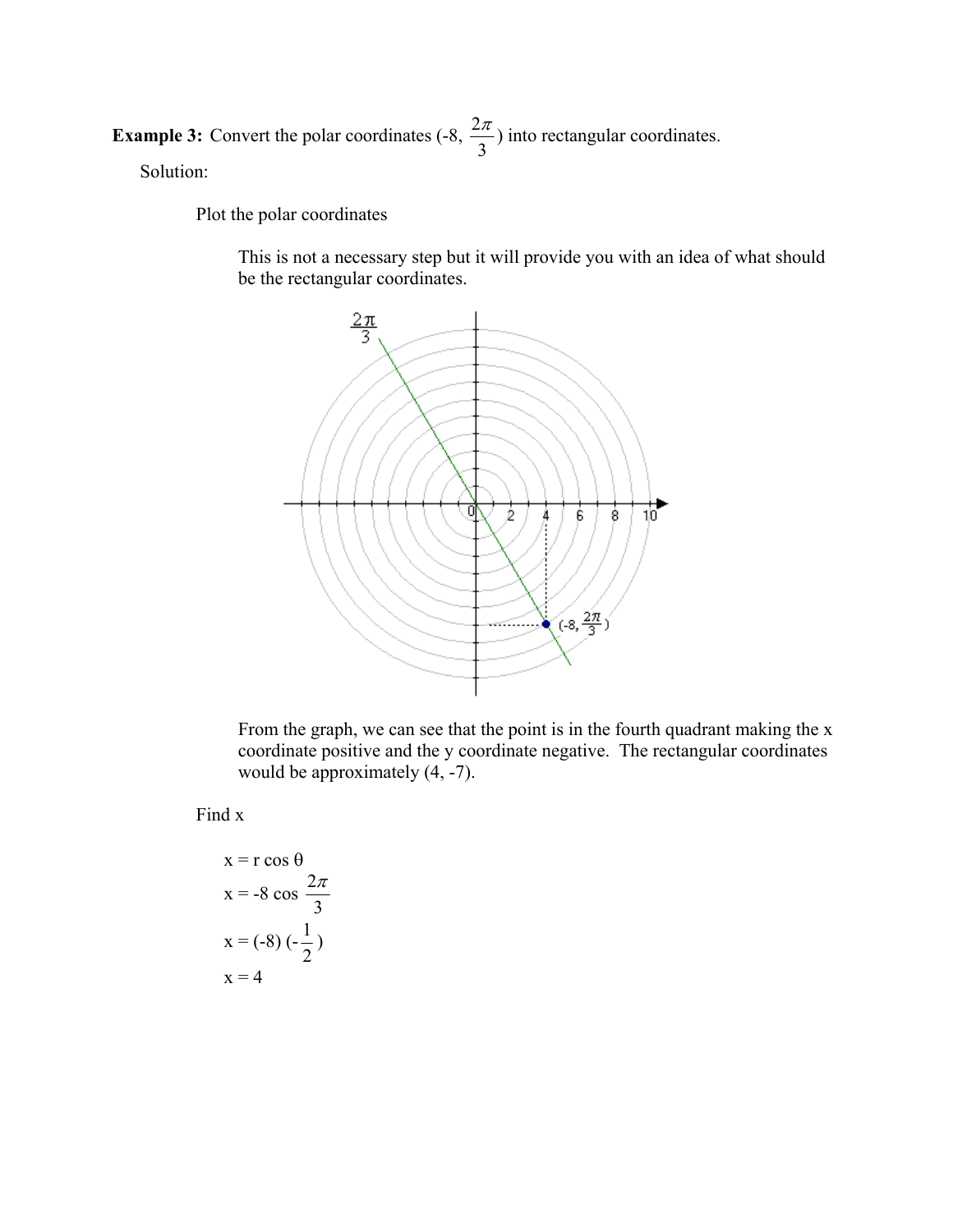**Example 3:** Convert the polar coordinates $(-8, \frac{2\pi}{3})$ into rectangular coordinates.

Solution:

Plot the polar coordinates

This is not a necessary step but it will provide you with an idea of what should be the rectangular coordinates.

From the graph, we can see that the point is in the fourth quadrant making the x coordinate positive and the y coordinate negative. The rectangular coordinates would be approximately (4, -7).

Find x

$$x = r \cos \theta$$

$$x = -8 \cos \frac{2\pi}{3}$$

$$x = (-8)\left(-\frac{1}{2}\right)$$

$$x = 4$$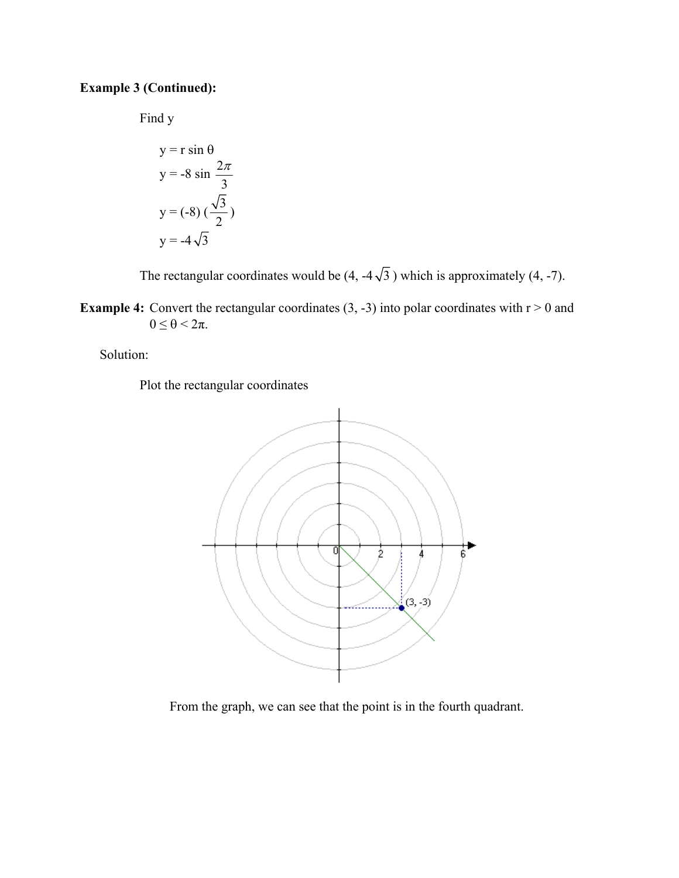**Example 3 (Continued):**

Find y

$$y = r \sin \theta$$

$$y = -8 \sin \frac{2\pi}{3}$$

$$y = (-8)\left(\frac{\sqrt{3}}{2}\right)$$

$$y = -4\sqrt{3}$$

The rectangular coordinates would be $(4, -4\sqrt{3})$ which is approximately $(4, -7)$.

**Example 4:** Convert the rectangular coordinates $(3, -3)$ into polar coordinates with $r > 0$ and $0 \le \theta < 2\pi$.

Solution:

Plot the rectangular coordinates

From the graph, we can see that the point is in the fourth quadrant.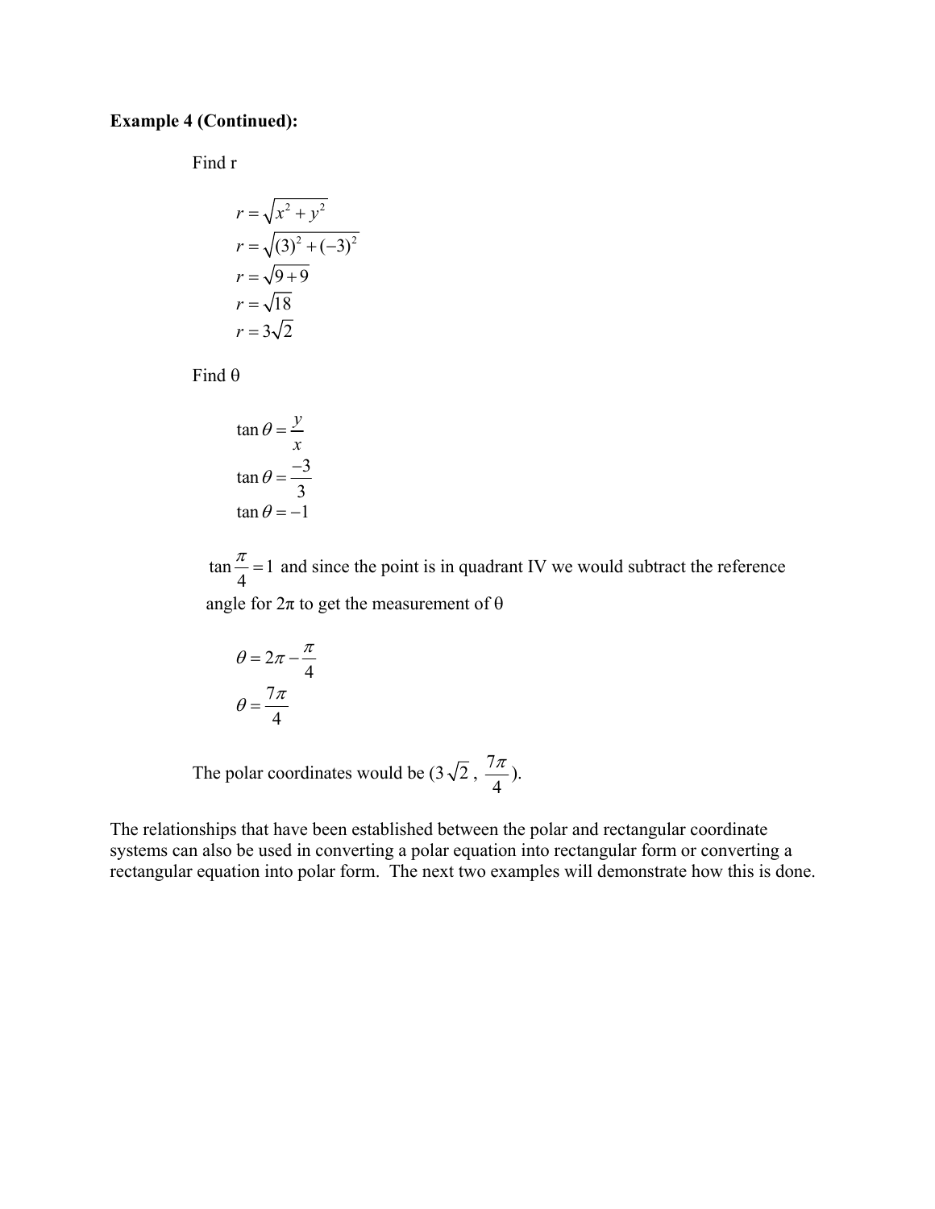**Example 4 (Continued):**

Find r

$$r = \sqrt{x^2 + y^2}$$
$$r = \sqrt{(3)^2 + (-3)^2}$$
$$r = \sqrt{9 + 9}$$
$$r = \sqrt{18}$$
$$r = 3\sqrt{2}$$

Find θ

$$\tan\theta = \frac{y}{x}$$
$$\tan\theta = \frac{-3}{3}$$
$$\tan\theta = -1$$

$\tan\frac{\pi}{4} = 1$ and since the point is in quadrant IV we would subtract the reference angle for 2π to get the measurement of θ

$$\theta = 2\pi - \frac{\pi}{4}$$
$$\theta = \frac{7\pi}{4}$$

The polar coordinates would be $(3\sqrt{2}, \frac{7\pi}{4})$.

The relationships that have been established between the polar and rectangular coordinate systems can also be used in converting a polar equation into rectangular form or converting a rectangular equation into polar form. The next two examples will demonstrate how this is done.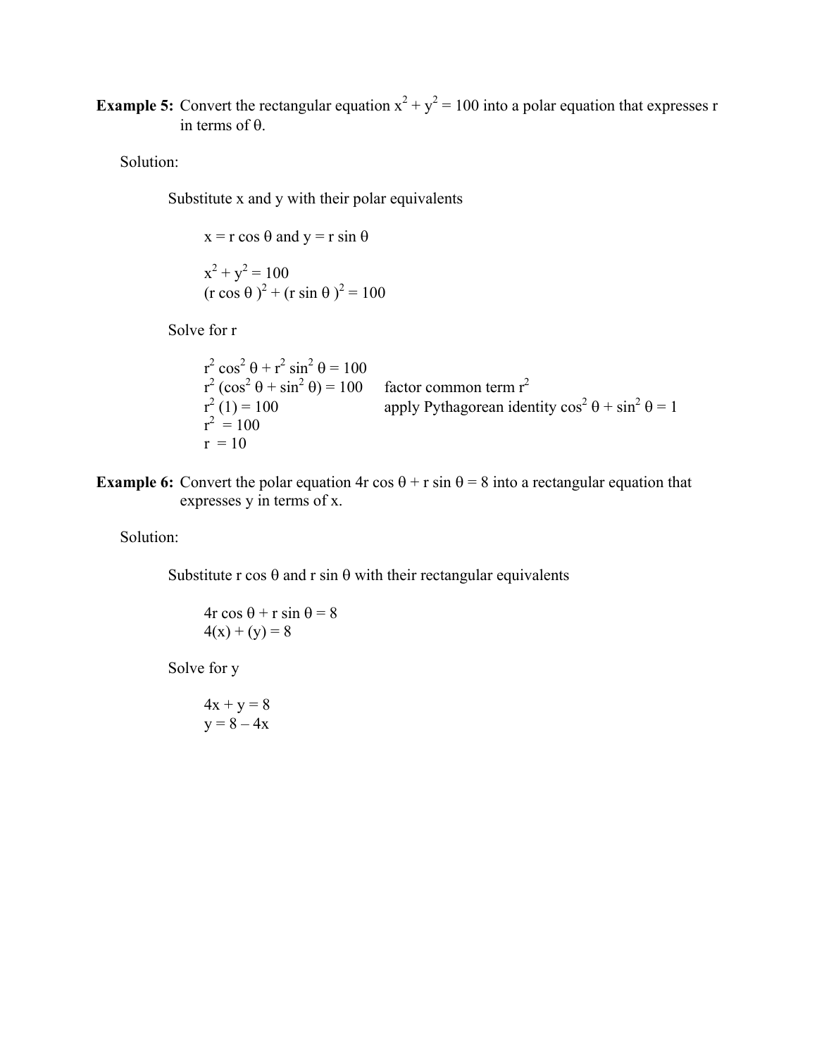**Example 5:** Convert the rectangular equation $x^2 + y^2 = 100$ into a polar equation that expresses r in terms of θ.

Solution:

Substitute x and y with their polar equivalents

$x = r \cos \theta$ and $y = r \sin \theta$

$x^2 + y^2 = 100$
$(r \cos \theta)^2 + (r \sin \theta)^2 = 100$

Solve for r

$r^2 \cos^2 \theta + r^2 \sin^2 \theta = 100$
$r^2 (\cos^2 \theta + \sin^2 \theta) = 100$ factor common term $r^2$
$r^2 (1) = 100$ apply Pythagorean identity $\cos^2 \theta + \sin^2 \theta = 1$
$r^2 = 100$
$r = 10$

**Example 6:** Convert the polar equation $4r \cos \theta + r \sin \theta = 8$ into a rectangular equation that expresses y in terms of x.

Solution:

Substitute $r \cos \theta$ and $r \sin \theta$ with their rectangular equivalents

$4r \cos \theta + r \sin \theta = 8$
$4(x) + (y) = 8$

Solve for y

$4x + y = 8$
$y = 8 – 4x$